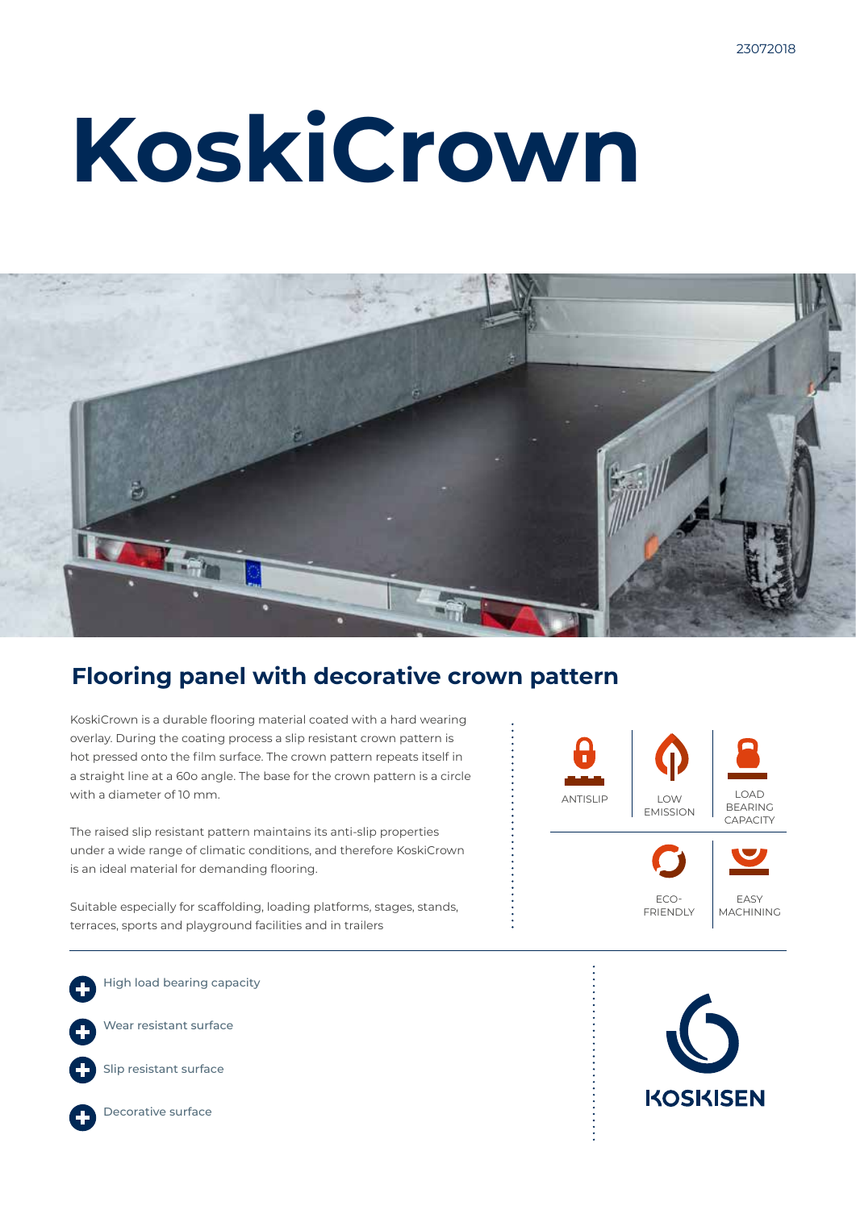23072018

# KoskiCrown

## Flooring panel with decorative crown pattern

KoskiCrown is a durable flooring material coated with a hard wearing overlay. During the coating process a slip resistant crown pattern is hot pressed onto the film surface. The crown pattern repeats itself in a straight line at a 60o angle. The base for the crown pattern is a circle with a diameter of 10 mm.

The raised slip resistant pattern maintains its anti-slip properties under a wide range of climatic conditions, and therefore KoskiCrown is an ideal material for demanding flooring.

Suitable especially for scaffolding, loading platforms, stages, stands, terraces, sports and playground facilities and in trailers

ANTISLIP

LOW EMISSION

LOAD BEARING CAPACITY

ECO-FRIENDLY

EASY MACHINING

- High load bearing capacity
- Wear resistant surface
- Slip resistant surface
- Decorative surface

KOSKISEN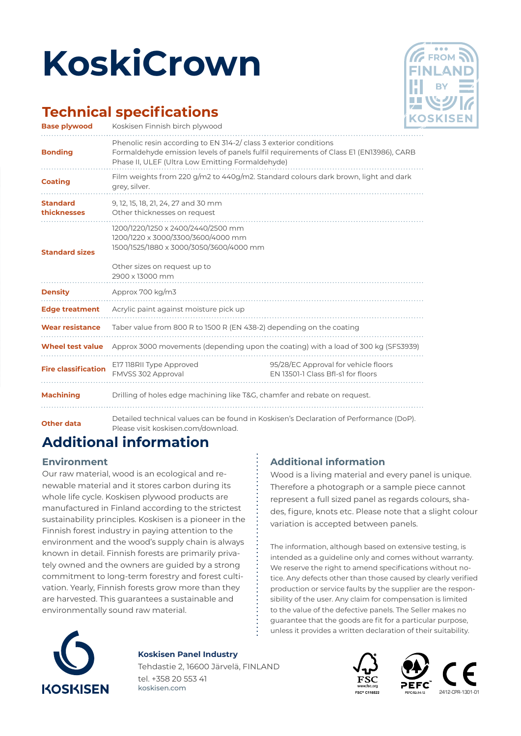# KoskiCrown

## Technical specifications

| | |
|---|---|
| **Base plywood** | Koskisen Finnish birch plywood |
| **Bonding** | Phenolic resin according to EN 314-2/ class 3 exterior conditions<br>Formaldehyde emission levels of panels fulfil requirements of Class E1 (EN13986), CARB Phase II, ULEF (Ultra Low Emitting Formaldehyde) |
| **Coating** | Film weights from 220 g/m2 to 440g/m2. Standard colours dark brown, light and dark grey, silver. |
| **Standard thicknesses** | 9, 12, 15, 18, 21, 24, 27 and 30 mm<br>Other thicknesses on request |
| **Standard sizes** | 1200/1220/1250 x 2400/2440/2500 mm<br>1200/1220 x 3000/3300/3600/4000 mm<br>1500/1525/1880 x 3000/3050/3600/4000 mm<br><br>Other sizes on request up to<br>2900 x 13000 mm |
| **Density** | Approx 700 kg/m3 |
| **Edge treatment** | Acrylic paint against moisture pick up |
| **Wear resistance** | Taber value from 800 R to 1500 R (EN 438-2) depending on the coating |
| **Wheel test value** | Approx 3000 movements (depending upon the coating) with a load of 300 kg (SFS3939) |
| **Fire classification** | E17 118RII Type Approved<br>FMVSS 302 Approval<br>95/28/EC Approval for vehicle floors<br>EN 13501-1 Class Bfl-s1 for floors |
| **Machining** | Drilling of holes edge machining like T&G, chamfer and rebate on request. |
| **Other data** | Detailed technical values can be found in Koskisen's Declaration of Performance (DoP). Please visit koskisen.com/download. |

## Additional information

### Environment

Our raw material, wood is an ecological and renewable material and it stores carbon during its whole life cycle. Koskisen plywood products are manufactured in Finland according to the strictest sustainability principles. Koskisen is a pioneer in the Finnish forest industry in paying attention to the environment and the wood's supply chain is always known in detail. Finnish forests are primarily privately owned and the owners are guided by a strong commitment to long-term forestry and forest cultivation. Yearly, Finnish forests grow more than they are harvested. This guarantees a sustainable and environmentally sound raw material.

### Additional information

Wood is a living material and every panel is unique. Therefore a photograph or a sample piece cannot represent a full sized panel as regards colours, shades, figure, knots etc. Please note that a slight colour variation is accepted between panels.

The information, although based on extensive testing, is intended as a guideline only and comes without warranty. We reserve the right to amend specifications without notice. Any defects other than those caused by clearly verified production or service faults by the supplier are the responsibility of the user. Any claim for compensation is limited to the value of the defective panels. The Seller makes no guarantee that the goods are fit for a particular purpose, unless it provides a written declaration of their suitability.

**Koskisen Panel Industry**
Tehdastie 2, 16600 Järvelä, FINLAND
tel. +358 20 553 41
koskisen.com

FSC® C116522
PEFC/02-34-12
2412-CPR-1301-01